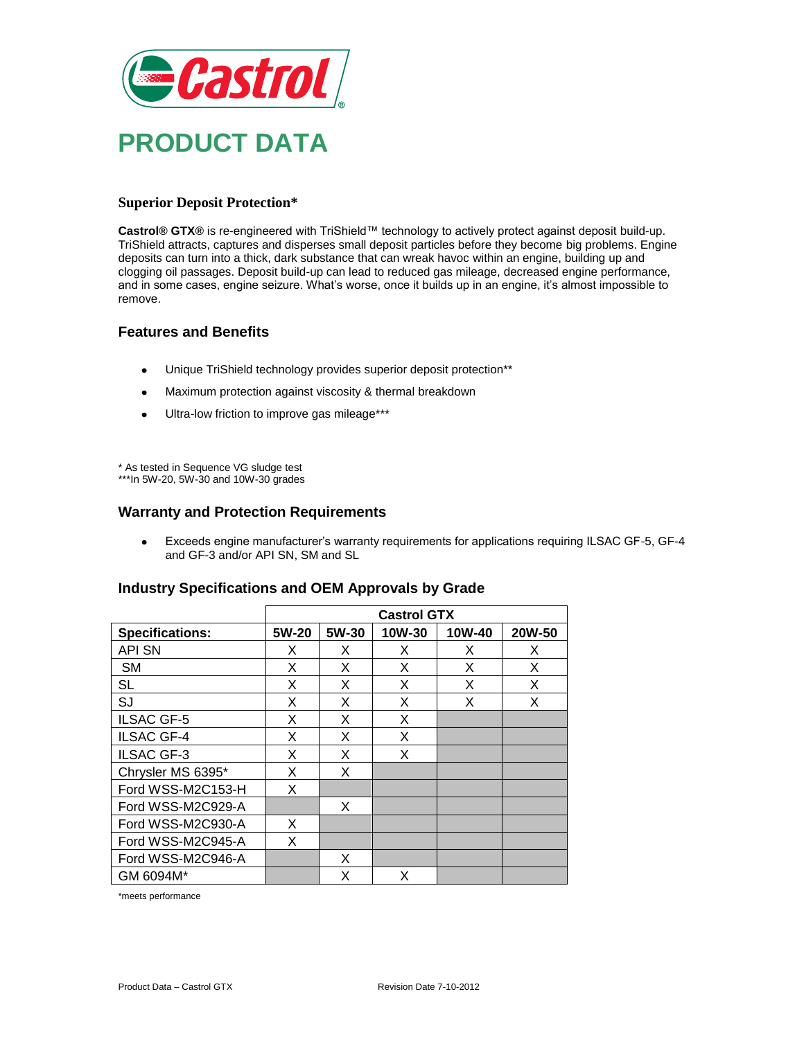# PRODUCT DATA

### Superior Deposit Protection*

**Castrol® GTX®** is re-engineered with TriShield™ technology to actively protect against deposit build-up. TriShield attracts, captures and disperses small deposit particles before they become big problems. Engine deposits can turn into a thick, dark substance that can wreak havoc within an engine, building up and clogging oil passages. Deposit build-up can lead to reduced gas mileage, decreased engine performance, and in some cases, engine seizure. What's worse, once it builds up in an engine, it's almost impossible to remove.

## Features and Benefits

- Unique TriShield technology provides superior deposit protection**
- Maximum protection against viscosity & thermal breakdown
- Ultra-low friction to improve gas mileage***

\* As tested in Sequence VG sludge test
***In 5W-20, 5W-30 and 10W-30 grades

## Warranty and Protection Requirements

- Exceeds engine manufacturer's warranty requirements for applications requiring ILSAC GF-5, GF-4 and GF-3 and/or API SN, SM and SL

## Industry Specifications and OEM Approvals by Grade

| | Castrol GTX | | | | |
|---|---|---|---|---|---|
| **Specifications:** | **5W-20** | **5W-30** | **10W-30** | **10W-40** | **20W-50** |
| API SN | X | X | X | X | X |
| SM | X | X | X | X | X |
| SL | X | X | X | X | X |
| SJ | X | X | X | X | X |
| ILSAC GF-5 | X | X | X | | |
| ILSAC GF-4 | X | X | X | | |
| ILSAC GF-3 | X | X | X | | |
| Chrysler MS 6395* | X | X | | | |
| Ford WSS-M2C153-H | X | | | | |
| Ford WSS-M2C929-A | | X | | | |
| Ford WSS-M2C930-A | X | | | | |
| Ford WSS-M2C945-A | X | | | | |
| Ford WSS-M2C946-A | | X | | | |
| GM 6094M* | | X | X | | |

*meets performance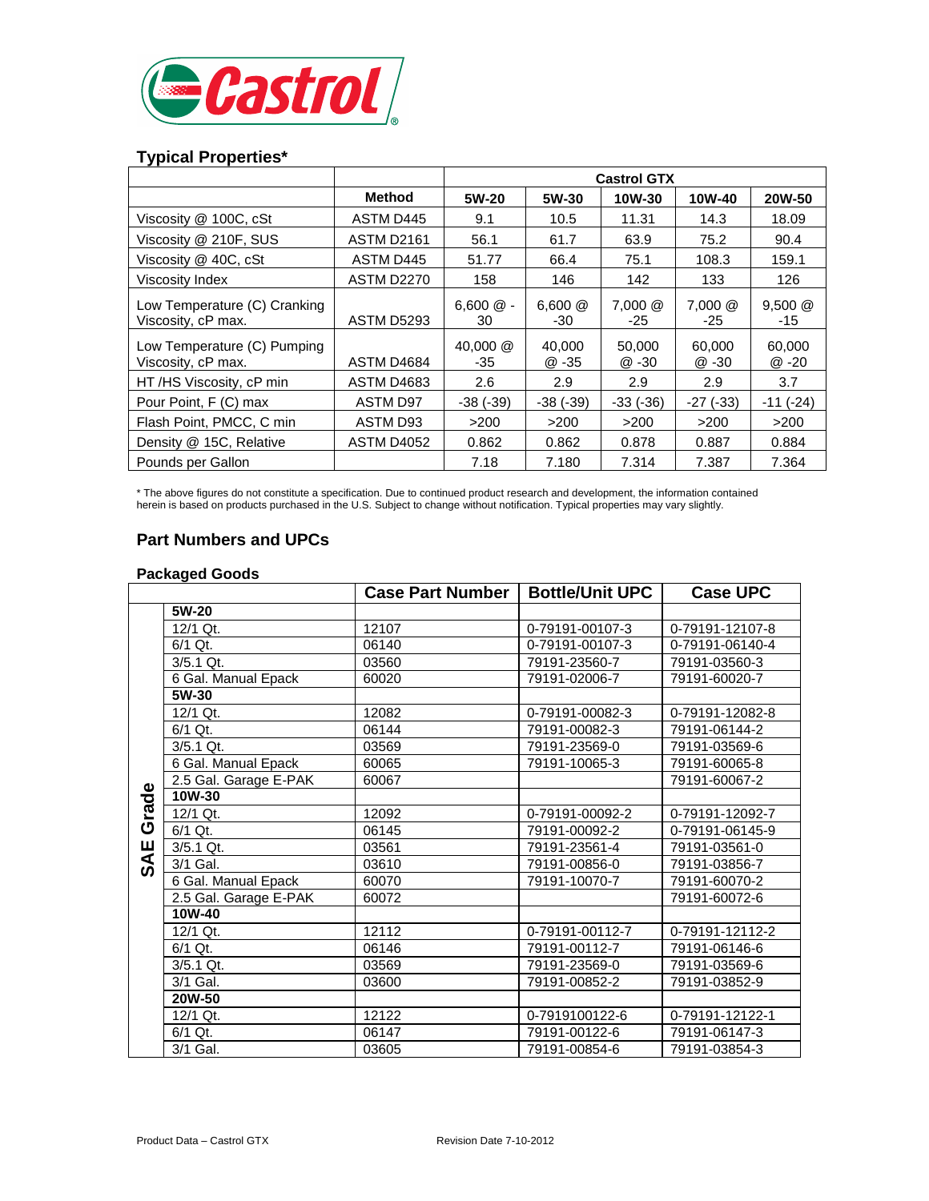## Typical Properties*

| | Method | Castrol GTX | | | | |
|---|---|---|---|---|---|---|
| | | 5W-20 | 5W-30 | 10W-30 | 10W-40 | 20W-50 |
| Viscosity @ 100C, cSt | ASTM D445 | 9.1 | 10.5 | 11.31 | 14.3 | 18.09 |
| Viscosity @ 210F, SUS | ASTM D2161 | 56.1 | 61.7 | 63.9 | 75.2 | 90.4 |
| Viscosity @ 40C, cSt | ASTM D445 | 51.77 | 66.4 | 75.1 | 108.3 | 159.1 |
| Viscosity Index | ASTM D2270 | 158 | 146 | 142 | 133 | 126 |
| Low Temperature (C) Cranking Viscosity, cP max. | ASTM D5293 | 6,600 @ -30 | 6,600 @ -30 | 7,000 @ -25 | 7,000 @ -25 | 9,500 @ -15 |
| Low Temperature (C) Pumping Viscosity, cP max. | ASTM D4684 | 40,000 @ -35 | 40,000 @ -35 | 50,000 @ -30 | 60,000 @ -30 | 60,000 @ -20 |
| HT /HS Viscosity, cP min | ASTM D4683 | 2.6 | 2.9 | 2.9 | 2.9 | 3.7 |
| Pour Point, F (C) max | ASTM D97 | -38 (-39) | -38 (-39) | -33 (-36) | -27 (-33) | -11 (-24) |
| Flash Point, PMCC, C min | ASTM D93 | >200 | >200 | >200 | >200 | >200 |
| Density @ 15C, Relative | ASTM D4052 | 0.862 | 0.862 | 0.878 | 0.887 | 0.884 |
| Pounds per Gallon | | 7.18 | 7.180 | 7.314 | 7.387 | 7.364 |

* The above figures do not constitute a specification. Due to continued product research and development, the information contained herein is based on products purchased in the U.S. Subject to change without notification. Typical properties may vary slightly.

## Part Numbers and UPCs

### Packaged Goods

| SAE Grade | | Case Part Number | Bottle/Unit UPC | Case UPC |
|---|---|---|---|---|
| | **5W-20** | | | |
| | 12/1 Qt. | 12107 | 0-79191-00107-3 | 0-79191-12107-8 |
| | 6/1 Qt. | 06140 | 0-79191-00107-3 | 0-79191-06140-4 |
| | 3/5.1 Qt. | 03560 | 79191-23560-7 | 79191-03560-3 |
| | 6 Gal. Manual Epack | 60020 | 79191-02006-7 | 79191-60020-7 |
| | **5W-30** | | | |
| | 12/1 Qt. | 12082 | 0-79191-00082-3 | 0-79191-12082-8 |
| | 6/1 Qt. | 06144 | 79191-00082-3 | 79191-06144-2 |
| | 3/5.1 Qt. | 03569 | 79191-23569-0 | 79191-03569-6 |
| | 6 Gal. Manual Epack | 60065 | 79191-10065-3 | 79191-60065-8 |
| | 2.5 Gal. Garage E-PAK | 60067 | | 79191-60067-2 |
| | **10W-30** | | | |
| | 12/1 Qt. | 12092 | 0-79191-00092-2 | 0-79191-12092-7 |
| | 6/1 Qt. | 06145 | 79191-00092-2 | 0-79191-06145-9 |
| | 3/5.1 Qt. | 03561 | 79191-23561-4 | 79191-03561-0 |
| | 3/1 Gal. | 03610 | 79191-00856-0 | 79191-03856-7 |
| | 6 Gal. Manual Epack | 60070 | 79191-10070-7 | 79191-60070-2 |
| | 2.5 Gal. Garage E-PAK | 60072 | | 79191-60072-6 |
| | **10W-40** | | | |
| | 12/1 Qt. | 12112 | 0-79191-00112-7 | 0-79191-12112-2 |
| | 6/1 Qt. | 06146 | 79191-00112-7 | 79191-06146-6 |
| | 3/5.1 Qt. | 03569 | 79191-23569-0 | 79191-03569-6 |
| | 3/1 Gal. | 03600 | 79191-00852-2 | 79191-03852-9 |
| | **20W-50** | | | |
| | 12/1 Qt. | 12122 | 0-7919100122-6 | 0-79191-12122-1 |
| | 6/1 Qt. | 06147 | 79191-00122-6 | 79191-06147-3 |
| | 3/1 Gal. | 03605 | 79191-00854-6 | 79191-03854-3 |

Product Data – Castrol GTX　　Revision Date 7-10-2012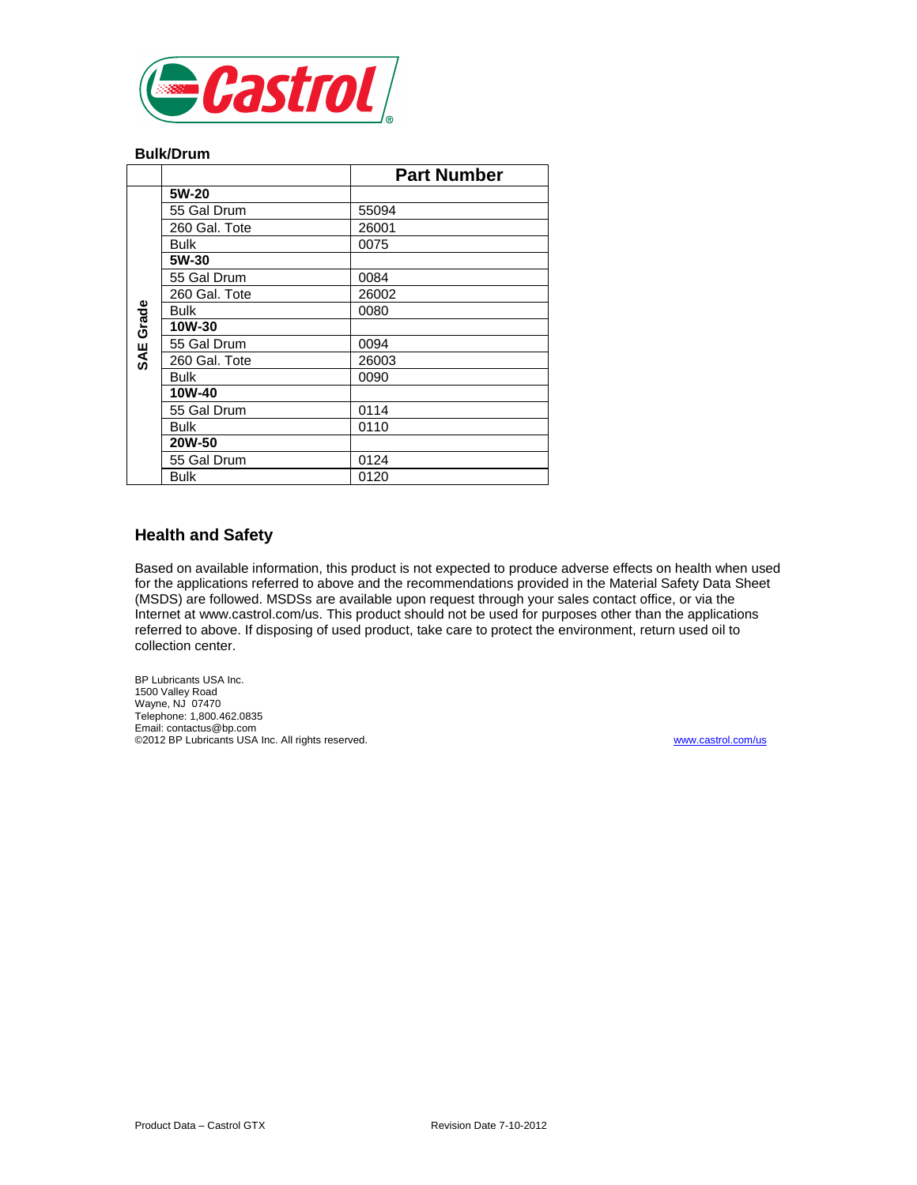**Bulk/Drum**

| | | Part Number |
|---|---|---|
| SAE Grade | **5W-20** | |
| | 55 Gal Drum | 55094 |
| | 260 Gal. Tote | 26001 |
| | Bulk | 0075 |
| | **5W-30** | |
| | 55 Gal Drum | 0084 |
| | 260 Gal. Tote | 26002 |
| | Bulk | 0080 |
| | **10W-30** | |
| | 55 Gal Drum | 0094 |
| | 260 Gal. Tote | 26003 |
| | Bulk | 0090 |
| | **10W-40** | |
| | 55 Gal Drum | 0114 |
| | Bulk | 0110 |
| | **20W-50** | |
| | 55 Gal Drum | 0124 |
| | Bulk | 0120 |

## Health and Safety

Based on available information, this product is not expected to produce adverse effects on health when used for the applications referred to above and the recommendations provided in the Material Safety Data Sheet (MSDS) are followed. MSDSs are available upon request through your sales contact office, or via the Internet at www.castrol.com/us. This product should not be used for purposes other than the applications referred to above. If disposing of used product, take care to protect the environment, return used oil to collection center.

BP Lubricants USA Inc.
1500 Valley Road
Wayne, NJ 07470
Telephone: 1,800.462.0835
Email: contactus@bp.com
©2012 BP Lubricants USA Inc. All rights reserved.

www.castrol.com/us